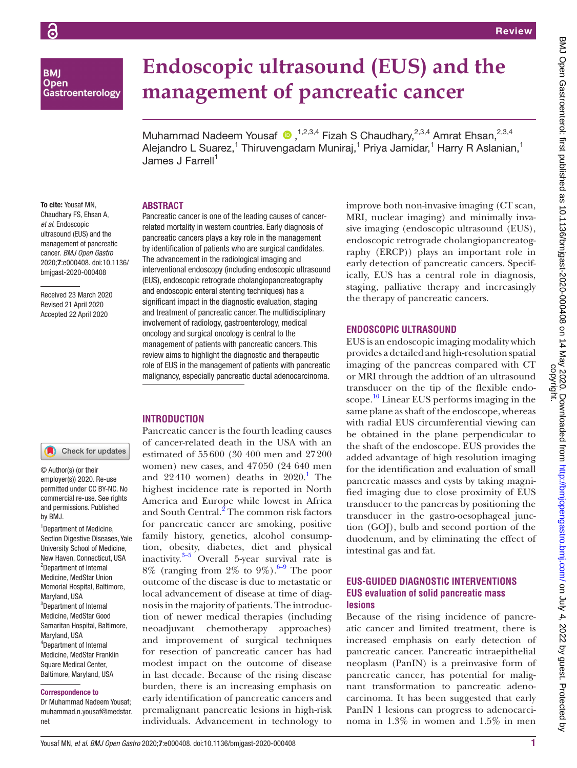# Endoscopic ultrasound (EUS) and the management of pancreatic cancer

Muhammad Nadeem Yousaf,[1,2,3,4] Fizah S Chaudhary,[2,3,4] Amrat Ehsan,[2,3,4] Alejandro L Suarez,[1] Thiruvengadam Muniraj,[1] Priya Jamidar,[1] Harry R Aslanian,[1] James J Farrell[1]

**To cite:** Yousaf MN, Chaudhary FS, Ehsan A, *et al*. Endoscopic ultrasound (EUS) and the management of pancreatic cancer. *BMJ Open Gastro* 2020;**7**:e000408. doi:10.1136/bmjgast-2020-000408

Received 23 March 2020
Revised 21 April 2020
Accepted 22 April 2020

© Author(s) (or their employer(s)) 2020. Re-use permitted under CC BY-NC. No commercial re-use. See rights and permissions. Published by BMJ.

[1]Department of Medicine, Section Digestive Diseases, Yale University School of Medicine, New Haven, Connecticut, USA
[2]Department of Internal Medicine, MedStar Union Memorial Hospital, Baltimore, Maryland, USA
[3]Department of Internal Medicine, MedStar Good Samaritan Hospital, Baltimore, Maryland, USA
[4]Department of Internal Medicine, MedStar Franklin Square Medical Center, Baltimore, Maryland, USA

**Correspondence to**
Dr Muhammad Nadeem Yousaf; muhammad.n.yousaf@medstar.net

## ABSTRACT

Pancreatic cancer is one of the leading causes of cancer-related mortality in western countries. Early diagnosis of pancreatic cancers plays a key role in the management by identification of patients who are surgical candidates. The advancement in the radiological imaging and interventional endoscopy (including endoscopic ultrasound (EUS), endoscopic retrograde cholangiopancreatography and endoscopic enteral stenting techniques) has a significant impact in the diagnostic evaluation, staging and treatment of pancreatic cancer. The multidisciplinary involvement of radiology, gastroenterology, medical oncology and surgical oncology is central to the management of patients with pancreatic cancers. This review aims to highlight the diagnostic and therapeutic role of EUS in the management of patients with pancreatic malignancy, especially pancreatic ductal adenocarcinoma.

## INTRODUCTION

Pancreatic cancer is the fourth leading causes of cancer-related death in the USA with an estimated of 55 600 (30 400 men and 27 200 women) new cases, and 47 050 (24 640 men and 22 410 women) deaths in 2020.[1] The highest incidence rate is reported in North America and Europe while lowest in Africa and South Central.[2] The common risk factors for pancreatic cancer are smoking, positive family history, genetics, alcohol consumption, obesity, diabetes, diet and physical inactivity.[3–5] Overall 5-year survival rate is 8% (ranging from 2% to 9%).[6–9] The poor outcome of the disease is due to metastatic or local advancement of disease at time of diagnosis in the majority of patients. The introduction of newer medical therapies (including neoadjuvant chemotherapy approaches) and improvement of surgical techniques for resection of pancreatic cancer has had modest impact on the outcome of disease in last decade. Because of the rising disease burden, there is an increasing emphasis on early identification of pancreatic cancers and premalignant pancreatic lesions in high-risk individuals. Advancement in technology to improve both non-invasive imaging (CT scan, MRI, nuclear imaging) and minimally invasive imaging (endoscopic ultrasound (EUS), endoscopic retrograde cholangiopancreatography (ERCP)) plays an important role in early detection of pancreatic cancers. Specifically, EUS has a central role in diagnosis, staging, palliative therapy and increasingly the therapy of pancreatic cancers.

## ENDOSCOPIC ULTRASOUND

EUS is an endoscopic imaging modality which provides a detailed and high-resolution spatial imaging of the pancreas compared with CT or MRI through the addtion of an ultrasound transducer on the tip of the flexible endoscope.[10] Linear EUS performs imaging in the same plane as shaft of the endoscope, whereas with radial EUS circumferential viewing can be obtained in the plane perpendicular to the shaft of the endoscope. EUS provides the added advantage of high resolution imaging for the identification and evaluation of small pancreatic masses and cysts by taking magnified imaging due to close proximity of EUS transducer to the pancreas by positioning the transducer in the gastro-oesophageal junction (GOJ), bulb and second portion of the duodenum, and by eliminating the effect of intestinal gas and fat.

## EUS-GUIDED DIAGNOSTIC INTERVENTIONS

### EUS evaluation of solid pancreatic mass lesions

Because of the rising incidence of pancreatic cancer and limited treatment, there is increased emphasis on early detection of pancreatic cancer. Pancreatic intraepithelial neoplasm (PanIN) is a preinvasive form of pancreatic cancer, has potential for malignant transformation to pancreatic adenocarcinoma. It has been suggested that early PanIN 1 lesions can progress to adenocarcinoma in 1.3% in women and 1.5% in men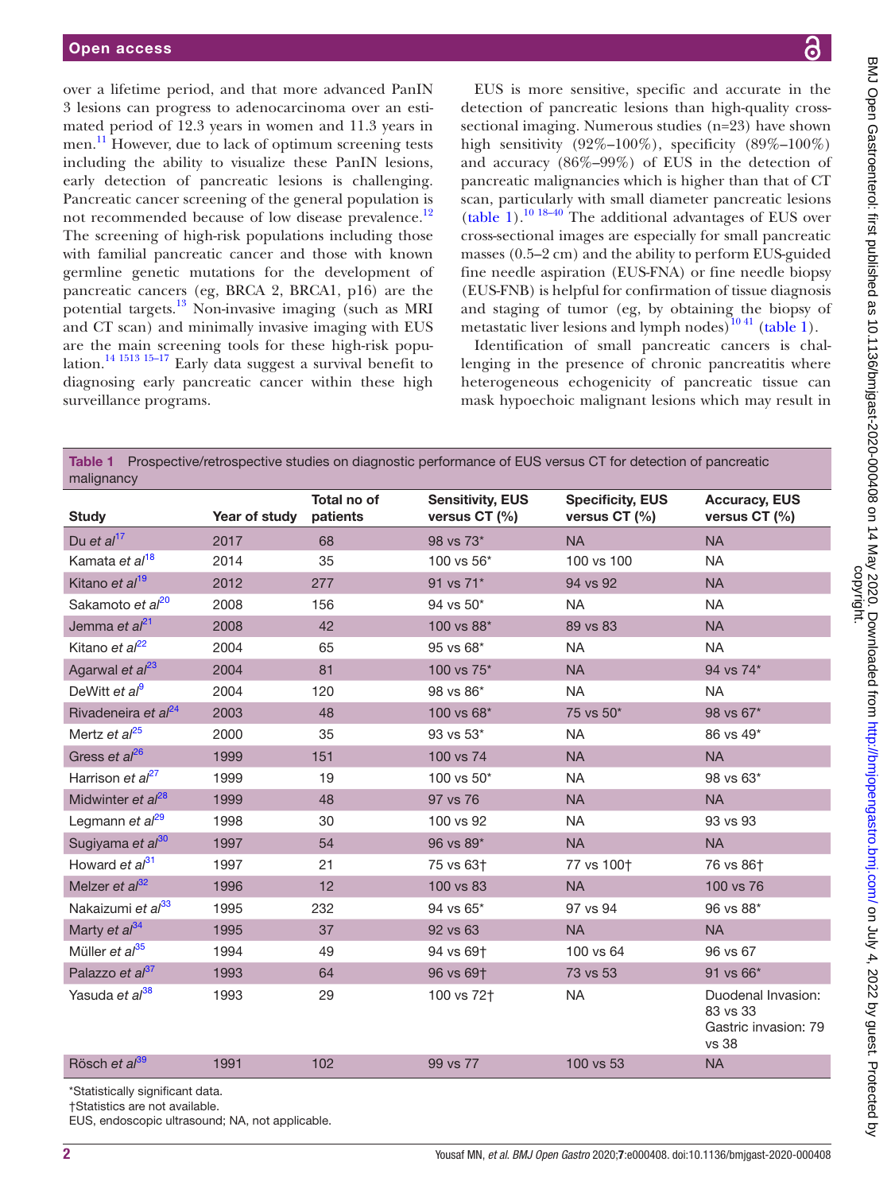over a lifetime period, and that more advanced PanIN 3 lesions can progress to adenocarcinoma over an estimated period of 12.3 years in women and 11.3 years in men.[11] However, due to lack of optimum screening tests including the ability to visualize these PanIN lesions, early detection of pancreatic lesions is challenging. Pancreatic cancer screening of the general population is not recommended because of low disease prevalence.[12] The screening of high-risk populations including those with familial pancreatic cancer and those with known germline genetic mutations for the development of pancreatic cancers (eg, BRCA 2, BRCA1, p16) are the potential targets.[13] Non-invasive imaging (such as MRI and CT scan) and minimally invasive imaging with EUS are the main screening tools for these high-risk population.[14 1513 15–17] Early data suggest a survival benefit to diagnosing early pancreatic cancer within these high surveillance programs.

EUS is more sensitive, specific and accurate in the detection of pancreatic lesions than high-quality cross-sectional imaging. Numerous studies (n=23) have shown high sensitivity (92%–100%), specificity (89%–100%) and accuracy (86%–99%) of EUS in the detection of pancreatic malignancies which is higher than that of CT scan, particularly with small diameter pancreatic lesions (table 1).[10 18–40] The additional advantages of EUS over cross-sectional images are especially for small pancreatic masses (0.5–2 cm) and the ability to perform EUS-guided fine needle aspiration (EUS-FNA) or fine needle biopsy (EUS-FNB) is helpful for confirmation of tissue diagnosis and staging of tumor (eg, by obtaining the biopsy of metastatic liver lesions and lymph nodes)[10 41] (table 1).

Identification of small pancreatic cancers is challenging in the presence of chronic pancreatitis where heterogeneous echogenicity of pancreatic tissue can mask hypoechoic malignant lesions which may result in

**Table 1** Prospective/retrospective studies on diagnostic performance of EUS versus CT for detection of pancreatic malignancy

| Study | Year of study | Total no of patients | Sensitivity, EUS versus CT (%) | Specificity, EUS versus CT (%) | Accuracy, EUS versus CT (%) |
|---|---|---|---|---|---|
| Du *et al*[17] | 2017 | 68 | 98 vs 73* | NA | NA |
| Kamata *et al*[18] | 2014 | 35 | 100 vs 56* | 100 vs 100 | NA |
| Kitano *et al*[19] | 2012 | 277 | 91 vs 71* | 94 vs 92 | NA |
| Sakamoto *et al*[20] | 2008 | 156 | 94 vs 50* | NA | NA |
| Jemma *et al*[21] | 2008 | 42 | 100 vs 88* | 89 vs 83 | NA |
| Kitano *et al*[22] | 2004 | 65 | 95 vs 68* | NA | NA |
| Agarwal *et al*[23] | 2004 | 81 | 100 vs 75* | NA | 94 vs 74* |
| DeWitt *et al*[9] | 2004 | 120 | 98 vs 86* | NA | NA |
| Rivadeneira *et al*[24] | 2003 | 48 | 100 vs 68* | 75 vs 50* | 98 vs 67* |
| Mertz *et al*[25] | 2000 | 35 | 93 vs 53* | NA | 86 vs 49* |
| Gress *et al*[26] | 1999 | 151 | 100 vs 74 | NA | NA |
| Harrison *et al*[27] | 1999 | 19 | 100 vs 50* | NA | 98 vs 63* |
| Midwinter *et al*[28] | 1999 | 48 | 97 vs 76 | NA | NA |
| Legmann *et al*[29] | 1998 | 30 | 100 vs 92 | NA | 93 vs 93 |
| Sugiyama *et al*[30] | 1997 | 54 | 96 vs 89* | NA | NA |
| Howard *et al*[31] | 1997 | 21 | 75 vs 63† | 77 vs 100† | 76 vs 86† |
| Melzer *et al*[32] | 1996 | 12 | 100 vs 83 | NA | 100 vs 76 |
| Nakaizumi *et al*[33] | 1995 | 232 | 94 vs 65* | 97 vs 94 | 96 vs 88* |
| Marty *et al*[34] | 1995 | 37 | 92 vs 63 | NA | NA |
| Müller *et al*[35] | 1994 | 49 | 94 vs 69† | 100 vs 64 | 96 vs 67 |
| Palazzo *et al*[37] | 1993 | 64 | 96 vs 69† | 73 vs 53 | 91 vs 66* |
| Yasuda *et al*[38] | 1993 | 29 | 100 vs 72† | NA | Duodenal Invasion: 83 vs 33 Gastric invasion: 79 vs 38 |
| Rösch *et al*[39] | 1991 | 102 | 99 vs 77 | 100 vs 53 | NA |

*Statistically significant data.
†Statistics are not available.
EUS, endoscopic ultrasound; NA, not applicable.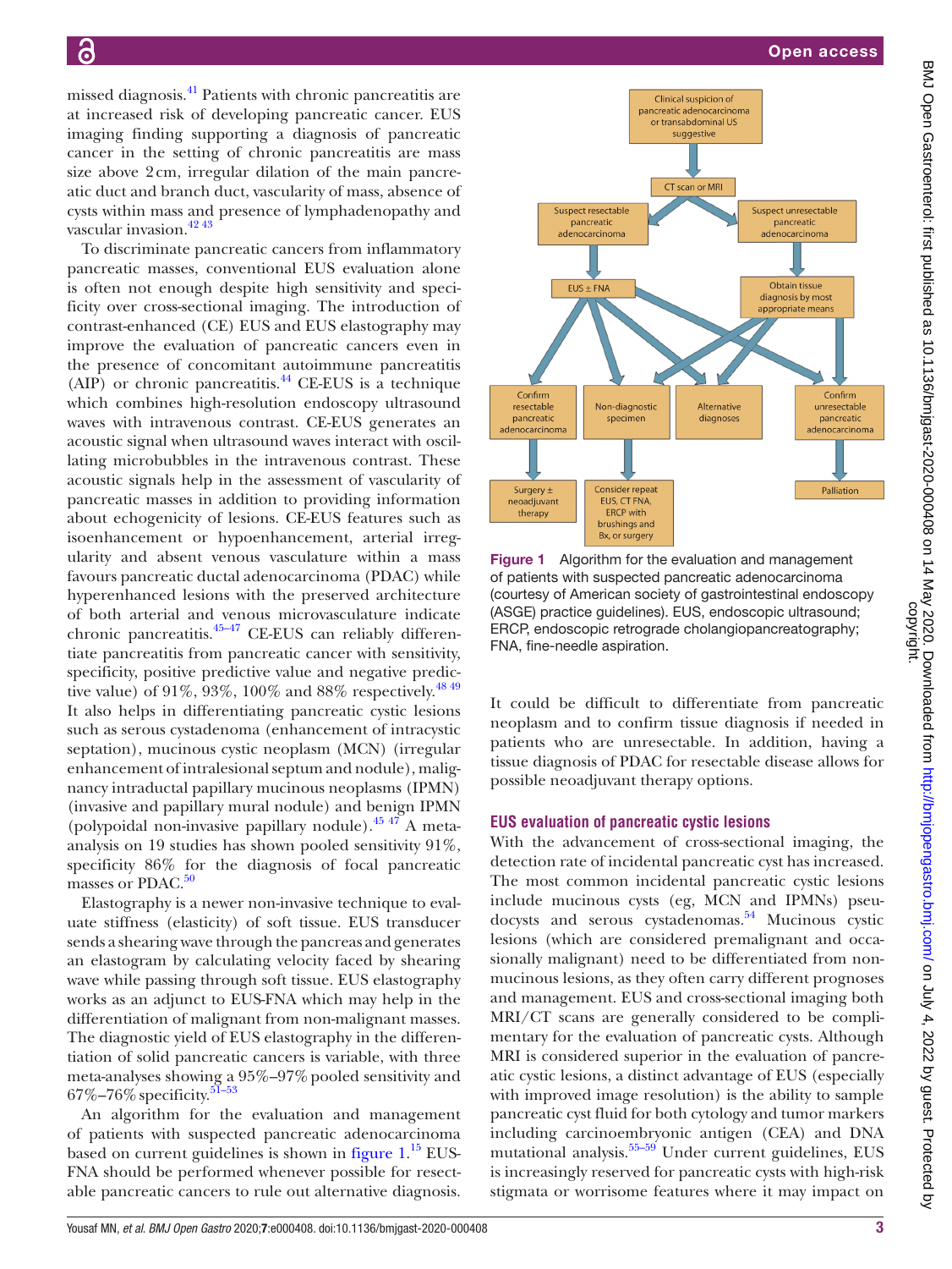missed diagnosis.[41] Patients with chronic pancreatitis are at increased risk of developing pancreatic cancer. EUS imaging finding supporting a diagnosis of pancreatic cancer in the setting of chronic pancreatitis are mass size above 2 cm, irregular dilation of the main pancreatic duct and branch duct, vascularity of mass, absence of cysts within mass and presence of lymphadenopathy and vascular invasion.[42 43]

To discriminate pancreatic cancers from inflammatory pancreatic masses, conventional EUS evaluation alone is often not enough despite high sensitivity and specificity over cross-sectional imaging. The introduction of contrast-enhanced (CE) EUS and EUS elastography may improve the evaluation of pancreatic cancers even in the presence of concomitant autoimmune pancreatitis (AIP) or chronic pancreatitis.[44] CE-EUS is a technique which combines high-resolution endoscopy ultrasound waves with intravenous contrast. CE-EUS generates an acoustic signal when ultrasound waves interact with oscillating microbubbles in the intravenous contrast. These acoustic signals help in the assessment of vascularity of pancreatic masses in addition to providing information about echogenicity of lesions. CE-EUS features such as isoenhancement or hypoenhancement, arterial irregularity and absent venous vasculature within a mass favours pancreatic ductal adenocarcinoma (PDAC) while hyperenhanced lesions with the preserved architecture of both arterial and venous microvasculature indicate chronic pancreatitis.[45–47] CE-EUS can reliably differentiate pancreatitis from pancreatic cancer with sensitivity, specificity, positive predictive value and negative predictive value) of 91%, 93%, 100% and 88% respectively.[48 49] It also helps in differentiating pancreatic cystic lesions such as serous cystadenoma (enhancement of intracystic septation), mucinous cystic neoplasm (MCN) (irregular enhancement of intralesional septum and nodule), malignancy intraductal papillary mucinous neoplasms (IPMN) (invasive and papillary mural nodule) and benign IPMN (polypoidal non-invasive papillary nodule).[45 47] A meta-analysis on 19 studies has shown pooled sensitivity 91%, specificity 86% for the diagnosis of focal pancreatic masses or PDAC.[50]

Elastography is a newer non-invasive technique to evaluate stiffness (elasticity) of soft tissue. EUS transducer sends a shearing wave through the pancreas and generates an elastogram by calculating velocity faced by shearing wave while passing through soft tissue. EUS elastography works as an adjunct to EUS-FNA which may help in the differentiation of malignant from non-malignant masses. The diagnostic yield of EUS elastography in the differentiation of solid pancreatic cancers is variable, with three meta-analyses showing a 95%–97% pooled sensitivity and 67%–76% specificity.[51–53]

An algorithm for the evaluation and management of patients with suspected pancreatic adenocarcinoma based on current guidelines is shown in figure 1.[15] EUS-FNA should be performed whenever possible for resectable pancreatic cancers to rule out alternative diagnosis.

Figure 1 Algorithm for the evaluation and management of patients with suspected pancreatic adenocarcinoma (courtesy of American society of gastrointestinal endoscopy (ASGE) practice guidelines). EUS, endoscopic ultrasound; ERCP, endoscopic retrograde cholangiopancreatography; FNA, fine-needle aspiration.

It could be difficult to differentiate from pancreatic neoplasm and to confirm tissue diagnosis if needed in patients who are unresectable. In addition, having a tissue diagnosis of PDAC for resectable disease allows for possible neoadjuvant therapy options.

## EUS evaluation of pancreatic cystic lesions

With the advancement of cross-sectional imaging, the detection rate of incidental pancreatic cyst has increased. The most common incidental pancreatic cystic lesions include mucinous cysts (eg, MCN and IPMNs) pseudocysts and serous cystadenomas.[54] Mucinous cystic lesions (which are considered premalignant and occasionally malignant) need to be differentiated from non-mucinous lesions, as they often carry different prognoses and management. EUS and cross-sectional imaging both MRI/CT scans are generally considered to be complimentary for the evaluation of pancreatic cysts. Although MRI is considered superior in the evaluation of pancreatic cystic lesions, a distinct advantage of EUS (especially with improved image resolution) is the ability to sample pancreatic cyst fluid for both cytology and tumor markers including carcinoembryonic antigen (CEA) and DNA mutational analysis.[55–59] Under current guidelines, EUS is increasingly reserved for pancreatic cysts with high-risk stigmata or worrisome features where it may impact on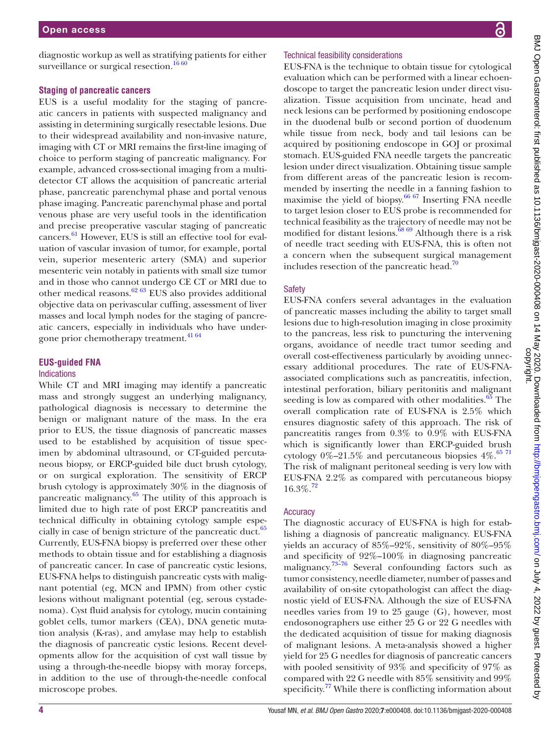diagnostic workup as well as stratifying patients for either surveillance or surgical resection.[16 60]

### Staging of pancreatic cancers

EUS is a useful modality for the staging of pancreatic cancers in patients with suspected malignancy and assisting in determining surgically resectable lesions. Due to their widespread availability and non-invasive nature, imaging with CT or MRI remains the first-line imaging of choice to perform staging of pancreatic malignancy. For example, advanced cross-sectional imaging from a multidetector CT allows the acquisition of pancreatic arterial phase, pancreatic parenchymal phase and portal venous phase imaging. Pancreatic parenchymal phase and portal venous phase are very useful tools in the identification and precise preoperative vascular staging of pancreatic cancers.[61] However, EUS is still an effective tool for evaluation of vascular invasion of tumor, for example, portal vein, superior mesenteric artery (SMA) and superior mesenteric vein notably in patients with small size tumor and in those who cannot undergo CE CT or MRI due to other medical reasons.[62 63] EUS also provides additional objective data on perivascular cuffing, assessment of liver masses and local lymph nodes for the staging of pancreatic cancers, especially in individuals who have undergone prior chemotherapy treatment.[41 64]

### EUS-guided FNA

#### Indications

While CT and MRI imaging may identify a pancreatic mass and strongly suggest an underlying malignancy, pathological diagnosis is necessary to determine the benign or malignant nature of the mass. In the era prior to EUS, the tissue diagnosis of pancreatic masses used to be established by acquisition of tissue specimen by abdominal ultrasound, or CT-guided percutaneous biopsy, or ERCP-guided bile duct brush cytology, or on surgical exploration. The sensitivity of ERCP brush cytology is approximately 30% in the diagnosis of pancreatic malignancy.[65] The utility of this approach is limited due to high rate of post ERCP pancreatitis and technical difficulty in obtaining cytology sample especially in case of benign stricture of the pancreatic duct.[65] Currently, EUS-FNA biopsy is preferred over these other methods to obtain tissue and for establishing a diagnosis of pancreatic cancer. In case of pancreatic cystic lesions, EUS-FNA helps to distinguish pancreatic cysts with malignant potential (eg, MCN and IPMN) from other cystic lesions without malignant potential (eg, serous cystadenoma). Cyst fluid analysis for cytology, mucin containing goblet cells, tumor markers (CEA), DNA genetic mutation analysis (K-ras), and amylase may help to establish the diagnosis of pancreatic cystic lesions. Recent developments allow for the acquisition of cyst wall tissue by using a through-the-needle biopsy with moray forceps, in addition to the use of through-the-needle confocal microscope probes.

#### Technical feasibility considerations

EUS-FNA is the technique to obtain tissue for cytological evaluation which can be performed with a linear echoendoscope to target the pancreatic lesion under direct visualization. Tissue acquisition from uncinate, head and neck lesions can be performed by positioning endoscope in the duodenal bulb or second portion of duodenum while tissue from neck, body and tail lesions can be acquired by positioning endoscope in GOJ or proximal stomach. EUS-guided FNA needle targets the pancreatic lesion under direct visualization. Obtaining tissue sample from different areas of the pancreatic lesion is recommended by inserting the needle in a fanning fashion to maximise the yield of biopsy.[66 67] Inserting FNA needle to target lesion closer to EUS probe is recommended for technical feasibility as the trajectory of needle may not be modified for distant lesions.[68 69] Although there is a risk of needle tract seeding with EUS-FNA, this is often not a concern when the subsequent surgical management includes resection of the pancreatic head.[70]

#### Safety

EUS-FNA confers several advantages in the evaluation of pancreatic masses including the ability to target small lesions due to high-resolution imaging in close proximity to the pancreas, less risk to puncturing the intervening organs, avoidance of needle tract tumor seeding and overall cost-effectiveness particularly by avoiding unnecessary additional procedures. The rate of EUS-FNA-associated complications such as pancreatitis, infection, intestinal perforation, biliary peritonitis and malignant seeding is low as compared with other modalities.[65] The overall complication rate of EUS-FNA is 2.5% which ensures diagnostic safety of this approach. The risk of pancreatitis ranges from 0.3% to 0.9% with EUS-FNA which is significantly lower than ERCP-guided brush cytology 0%–21.5% and percutaneous biopsies 4%.[65 71] The risk of malignant peritoneal seeding is very low with EUS-FNA 2.2% as compared with percutaneous biopsy 16.3%.[72]

#### Accuracy

The diagnostic accuracy of EUS-FNA is high for establishing a diagnosis of pancreatic malignancy. EUS-FNA yields an accuracy of 85%–92%, sensitivity of 80%–95% and specificity of 92%–100% in diagnosing pancreatic malignancy.[73–76] Several confounding factors such as tumor consistency, needle diameter, number of passes and availability of on-site cytopathologist can affect the diagnostic yield of EUS-FNA. Although the size of EUS-FNA needles varies from 19 to 25 gauge (G), however, most endosonographers use either 25 G or 22 G needles with the dedicated acquisition of tissue for making diagnosis of malignant lesions. A meta-analysis showed a higher yield for 25 G needles for diagnosis of pancreatic cancers with pooled sensitivity of 93% and specificity of 97% as compared with 22 G needle with 85% sensitivity and 99% specificity.[77] While there is conflicting information about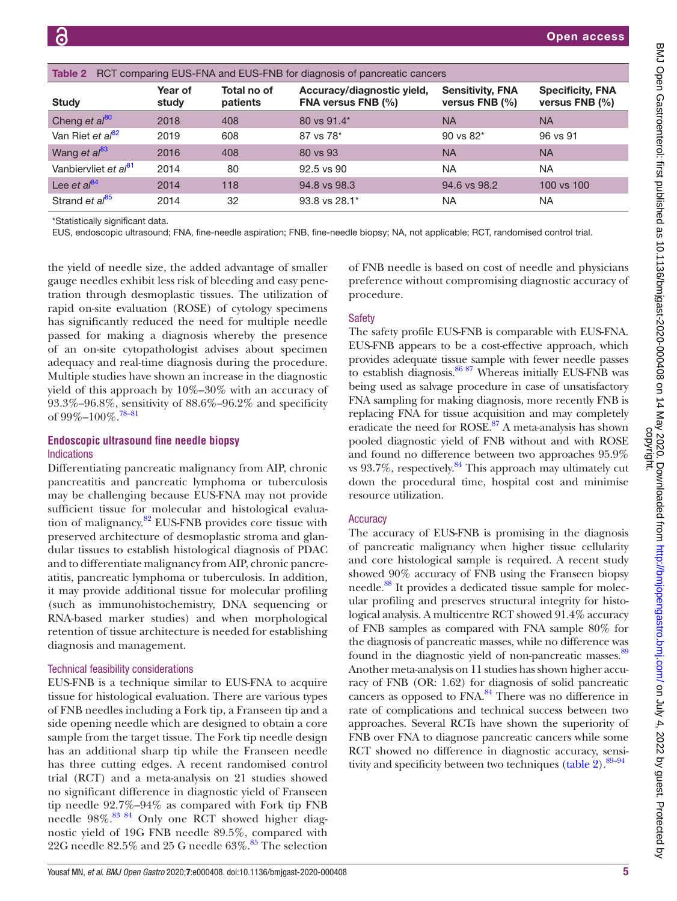Table 2 RCT comparing EUS-FNA and EUS-FNB for diagnosis of pancreatic cancers

| Study | Year of study | Total no of patients | Accuracy/diagnostic yield, FNA versus FNB (%) | Sensitivity, FNA versus FNB (%) | Specificity, FNA versus FNB (%) |
|---|---|---|---|---|---|
| Cheng *et al*[80] | 2018 | 408 | 80 vs 91.4* | NA | NA |
| Van Riet *et al*[82] | 2019 | 608 | 87 vs 78* | 90 vs 82* | 96 vs 91 |
| Wang *et al*[83] | 2016 | 408 | 80 vs 93 | NA | NA |
| Vanbiervliet *et al*[81] | 2014 | 80 | 92.5 vs 90 | NA | NA |
| Lee *et al*[84] | 2014 | 118 | 94.8 vs 98.3 | 94.6 vs 98.2 | 100 vs 100 |
| Strand *et al*[85] | 2014 | 32 | 93.8 vs 28.1* | NA | NA |

*Statistically significant data.

EUS, endoscopic ultrasound; FNA, fine-needle aspiration; FNB, fine-needle biopsy; NA, not applicable; RCT, randomised control trial.

the yield of needle size, the added advantage of smaller gauge needles exhibit less risk of bleeding and easy penetration through desmoplastic tissues. The utilization of rapid on-site evaluation (ROSE) of cytology specimens has significantly reduced the need for multiple needle passed for making a diagnosis whereby the presence of an on-site cytopathologist advises about specimen adequacy and real-time diagnosis during the procedure. Multiple studies have shown an increase in the diagnostic yield of this approach by 10%–30% with an accuracy of 93.3%–96.8%, sensitivity of 88.6%–96.2% and specificity of 99%–100%.[78–81]

## Endoscopic ultrasound fine needle biopsy

### Indications

Differentiating pancreatic malignancy from AIP, chronic pancreatitis and pancreatic lymphoma or tuberculosis may be challenging because EUS-FNA may not provide sufficient tissue for molecular and histological evaluation of malignancy.[82] EUS-FNB provides core tissue with preserved architecture of desmoplastic stroma and glandular tissues to establish histological diagnosis of PDAC and to differentiate malignancy from AIP, chronic pancreatitis, pancreatic lymphoma or tuberculosis. In addition, it may provide additional tissue for molecular profiling (such as immunohistochemistry, DNA sequencing or RNA-based marker studies) and when morphological retention of tissue architecture is needed for establishing diagnosis and management.

### Technical feasibility considerations

EUS-FNB is a technique similar to EUS-FNA to acquire tissue for histological evaluation. There are various types of FNB needles including a Fork tip, a Franseen tip and a side opening needle which are designed to obtain a core sample from the target tissue. The Fork tip needle design has an additional sharp tip while the Franseen needle has three cutting edges. A recent randomised control trial (RCT) and a meta-analysis on 21 studies showed no significant difference in diagnostic yield of Franseen tip needle 92.7%–94% as compared with Fork tip FNB needle 98%.[83 84] Only one RCT showed higher diagnostic yield of 19G FNB needle 89.5%, compared with 22G needle 82.5% and 25 G needle 63%.[85] The selection of FNB needle is based on cost of needle and physicians preference without compromising diagnostic accuracy of procedure.

### Safety

The safety profile EUS-FNB is comparable with EUS-FNA. EUS-FNB appears to be a cost-effective approach, which provides adequate tissue sample with fewer needle passes to establish diagnosis.[86 87] Whereas initially EUS-FNB was being used as salvage procedure in case of unsatisfactory FNA sampling for making diagnosis, more recently FNB is replacing FNA for tissue acquisition and may completely eradicate the need for ROSE.[87] A meta-analysis has shown pooled diagnostic yield of FNB without and with ROSE and found no difference between two approaches 95.9% vs 93.7%, respectively.[84] This approach may ultimately cut down the procedural time, hospital cost and minimise resource utilization.

### Accuracy

The accuracy of EUS-FNB is promising in the diagnosis of pancreatic malignancy when higher tissue cellularity and core histological sample is required. A recent study showed 90% accuracy of FNB using the Franseen biopsy needle.[88] It provides a dedicated tissue sample for molecular profiling and preserves structural integrity for histological analysis. A multicentre RCT showed 91.4% accuracy of FNB samples as compared with FNA sample 80% for the diagnosis of pancreatic masses, while no difference was found in the diagnostic yield of non-pancreatic masses.[89] Another meta-analysis on 11 studies has shown higher accuracy of FNB (OR: 1.62) for diagnosis of solid pancreatic cancers as opposed to FNA.[84] There was no difference in rate of complications and technical success between two approaches. Several RCTs have shown the superiority of FNB over FNA to diagnose pancreatic cancers while some RCT showed no difference in diagnostic accuracy, sensitivity and specificity between two techniques (table 2).[89–94]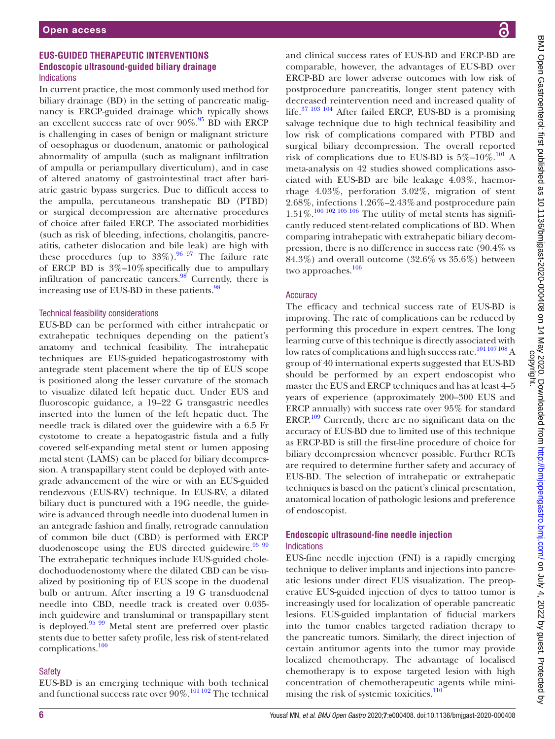## EUS-GUIDED THERAPEUTIC INTERVENTIONS

### Endoscopic ultrasound-guided biliary drainage

#### Indications

In current practice, the most commonly used method for biliary drainage (BD) in the setting of pancreatic malignancy is ERCP-guided drainage which typically shows an excellent success rate of over 90%.[95] BD with ERCP is challenging in cases of benign or malignant stricture of oesophagus or duodenum, anatomic or pathological abnormality of ampulla (such as malignant infiltration of ampulla or periampullary diverticulum), and in case of altered anatomy of gastrointestinal tract after bariatric gastric bypass surgeries. Due to difficult access to the ampulla, percutaneous transhepatic BD (PTBD) or surgical decompression are alternative procedures of choice after failed ERCP. The associated morbidities (such as risk of bleeding, infections, cholangitis, pancreatitis, catheter dislocation and bile leak) are high with these procedures (up to 33%).[96 97] The failure rate of ERCP BD is 3%–10% specifically due to ampullary infiltration of pancreatic cancers.[98] Currently, there is increasing use of EUS-BD in these patients.[98]

#### Technical feasibility considerations

EUS-BD can be performed with either intrahepatic or extrahepatic techniques depending on the patient's anatomy and technical feasibility. The intrahepatic techniques are EUS-guided hepaticogastrostomy with antegrade stent placement where the tip of EUS scope is positioned along the lesser curvature of the stomach to visualize dilated left hepatic duct. Under EUS and fluoroscopic guidance, a 19–22 G transgastric needles inserted into the lumen of the left hepatic duct. The needle track is dilated over the guidewire with a 6.5 Fr cystotome to create a hepatogastric fistula and a fully covered self-expanding metal stent or lumen apposing metal stent (LAMS) can be placed for biliary decompression. A transpapillary stent could be deployed with antegrade advancement of the wire or with an EUS-guided rendezvous (EUS-RV) technique. In EUS-RV, a dilated biliary duct is punctured with a 19G needle, the guidewire is advanced through needle into duodenal lumen in an antegrade fashion and finally, retrograde cannulation of common bile duct (CBD) is performed with ERCP duodenoscope using the EUS directed guidewire.[95 99] The extrahepatic techniques include EUS-guided choledochoduodenostomy where the dilated CBD can be visualized by positioning tip of EUS scope in the duodenal bulb or antrum. After inserting a 19 G transduodenal needle into CBD, needle track is created over 0.035-inch guidewire and transluminal or transpapillary stent is deployed.[95 99] Metal stent are preferred over plastic stents due to better safety profile, less risk of stent-related complications.[100]

#### Safety

EUS-BD is an emerging technique with both technical and functional success rate over 90%.[101 102] The technical and clinical success rates of EUS-BD and ERCP-BD are comparable, however, the advantages of EUS-BD over ERCP-BD are lower adverse outcomes with low risk of postprocedure pancreatitis, longer stent patency with decreased reintervention need and increased quality of life.[37 103 104] After failed ERCP, EUS-BD is a promising salvage technique due to high technical feasibility and low risk of complications compared with PTBD and surgical biliary decompression. The overall reported risk of complications due to EUS-BD is 5%–10%.[101] A meta-analysis on 42 studies showed complications associated with EUS-BD are bile leakage 4.03%, haemorrhage 4.03%, perforation 3.02%, migration of stent 2.68%, infections 1.26%–2.43% and postprocedure pain 1.51%.[100 102 105 106] The utility of metal stents has significantly reduced stent-related complications of BD. When comparing intrahepatic with extrahepatic biliary decompression, there is no difference in success rate (90.4% vs 84.3%) and overall outcome (32.6% vs 35.6%) between two approaches.[106]

#### Accuracy

The efficacy and technical success rate of EUS-BD is improving. The rate of complications can be reduced by performing this procedure in expert centres. The long learning curve of this technique is directly associated with low rates of complications and high success rate.[101 107 108] A group of 40 international experts suggested that EUS-BD should be performed by an expert endoscopist who master the EUS and ERCP techniques and has at least 4–5 years of experience (approximately 200–300 EUS and ERCP annually) with success rate over 95% for standard ERCP.[109] Currently, there are no significant data on the accuracy of EUS-BD due to limited use of this technique as ERCP-BD is still the first-line procedure of choice for biliary decompression whenever possible. Further RCTs are required to determine further safety and accuracy of EUS-BD. The selection of intrahepatic or extrahepatic techniques is based on the patient's clinical presentation, anatomical location of pathologic lesions and preference of endoscopist.

### Endoscopic ultrasound-fine needle injection

#### Indications

EUS-fine needle injection (FNI) is a rapidly emerging technique to deliver implants and injections into pancreatic lesions under direct EUS visualization. The preoperative EUS-guided injection of dyes to tattoo tumor is increasingly used for localization of operable pancreatic lesions. EUS-guided implantation of fiducial markers into the tumor enables targeted radiation therapy to the pancreatic tumors. Similarly, the direct injection of certain antitumor agents into the tumor may provide localized chemotherapy. The advantage of localised chemotherapy is to expose targeted lesion with high concentration of chemotherapeutic agents while minimising the risk of systemic toxicities.[110]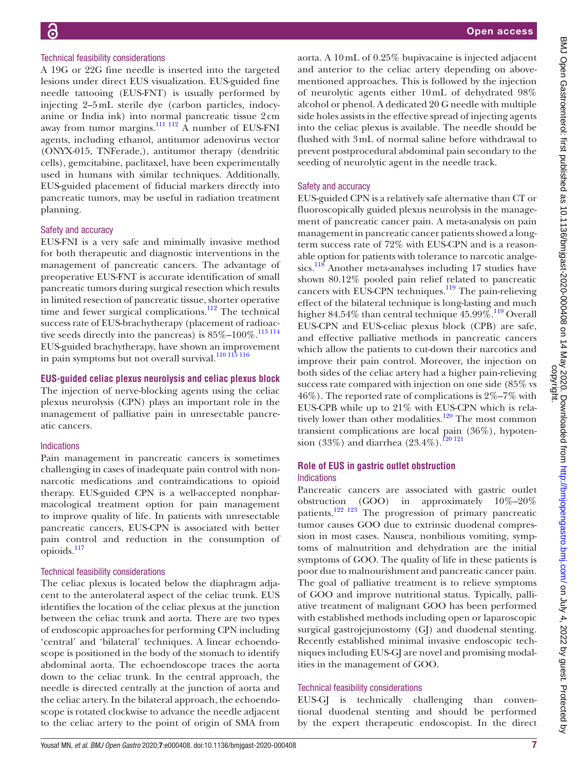### Technical feasibility considerations

A 19G or 22G fine needle is inserted into the targeted lesions under direct EUS visualization. EUS-guided fine needle tattooing (EUS-FNT) is usually performed by injecting 2–5mL sterile dye (carbon particles, indocyanine or India ink) into normal pancreatic tissue 2cm away from tumor margins.[111 112] A number of EUS-FNI agents, including ethanol, antitumor adenovirus vector (ONYX-015, TNFerade,), antitumor therapy (dendritic cells), gemcitabine, paclitaxel, have been experimentally used in humans with similar techniques. Additionally, EUS-guided placement of fiducial markers directly into pancreatic tumors, may be useful in radiation treatment planning.

### Safety and accuracy

EUS-FNI is a very safe and minimally invasive method for both therapeutic and diagnostic interventions in the management of pancreatic cancers. The advantage of preoperative EUS-FNT is accurate identification of small pancreatic tumors during surgical resection which results in limited resection of pancreatic tissue, shorter operative time and fewer surgical complications.[112] The technical success rate of EUS-brachytherapy (placement of radioactive seeds directly into the pancreas) is 85%–100%.[113 114] EUS-guided brachytherapy, have shown an improvement in pain symptoms but not overall survival.[110 115 116]

## EUS-guided celiac plexus neurolysis and celiac plexus block

The injection of nerve-blocking agents using the celiac plexus neurolysis (CPN) plays an important role in the management of palliative pain in unresectable pancreatic cancers.

### Indications

Pain management in pancreatic cancers is sometimes challenging in cases of inadequate pain control with non-narcotic medications and contraindications to opioid therapy. EUS-guided CPN is a well-accepted nonpharmacological treatment option for pain management to improve quality of life. In patients with unresectable pancreatic cancers, EUS-CPN is associated with better pain control and reduction in the consumption of opioids.[117]

### Technical feasibility considerations

The celiac plexus is located below the diaphragm adjacent to the anterolateral aspect of the celiac trunk. EUS identifies the location of the celiac plexus at the junction between the celiac trunk and aorta. There are two types of endoscopic approaches for performing CPN including 'central' and 'bilateral' techniques. A linear echoendoscope is positioned in the body of the stomach to identify abdominal aorta. The echoendoscope traces the aorta down to the celiac trunk. In the central approach, the needle is directed centrally at the junction of aorta and the celiac artery. In the bilateral approach, the echoendoscope is rotated clockwise to advance the needle adjacent to the celiac artery to the point of origin of SMA from aorta. A 10mL of 0.25% bupivacaine is injected adjacent and anterior to the celiac artery depending on above-mentioned approaches. This is followed by the injection of neurolytic agents either 10mL of dehydrated 98% alcohol or phenol. A dedicated 20 G needle with multiple side holes assists in the effective spread of injecting agents into the celiac plexus is available. The needle should be flushed with 3mL of normal saline before withdrawal to prevent postprocedural abdominal pain secondary to the seeding of neurolytic agent in the needle track.

### Safety and accuracy

EUS-guided CPN is a relatively safe alternative than CT or fluoroscopically guided plexus neurolysis in the management of pancreatic cancer pain. A meta-analysis on pain management in pancreatic cancer patients showed a long-term success rate of 72% with EUS-CPN and is a reasonable option for patients with tolerance to narcotic analgesics.[118] Another meta-analyses including 17 studies have shown 80.12% pooled pain relief related to pancreatic cancers with EUS-CPN techniques.[119] The pain-relieving effect of the bilateral technique is long-lasting and much higher 84.54% than central technique 45.99%.[119] Overall EUS-CPN and EUS-celiac plexus block (CPB) are safe, and effective palliative methods in pancreatic cancers which allow the patients to cut-down their narcotics and improve their pain control. Moreover, the injection on both sides of the celiac artery had a higher pain-relieving success rate compared with injection on one side (85% vs 46%). The reported rate of complications is 2%–7% with EUS-CPB while up to 21% with EUS-CPN which is relatively lower than other modalities.[120] The most common transient complications are local pain (36%), hypotension (33%) and diarrhea (23.4%).[120 121]

## Role of EUS in gastric outlet obstruction

### Indications

Pancreatic cancers are associated with gastric outlet obstruction (GOO) in approximately 10%–20% patients.[122 123] The progression of primary pancreatic tumor causes GOO due to extrinsic duodenal compression in most cases. Nausea, nonbilious vomiting, symptoms of malnutrition and dehydration are the initial symptoms of GOO. The quality of life in these patients is poor due to malnourishment and pancreatic cancer pain. The goal of palliative treatment is to relieve symptoms of GOO and improve nutritional status. Typically, palliative treatment of malignant GOO has been performed with established methods including open or laparoscopic surgical gastrojejunostomy (GJ) and duodenal stenting. Recently established minimal invasive endoscopic techniques including EUS-GJ are novel and promising modalities in the management of GOO.

### Technical feasibility considerations

EUS-GJ is technically challenging than conventional duodenal stenting and should be performed by the expert therapeutic endoscopist. In the direct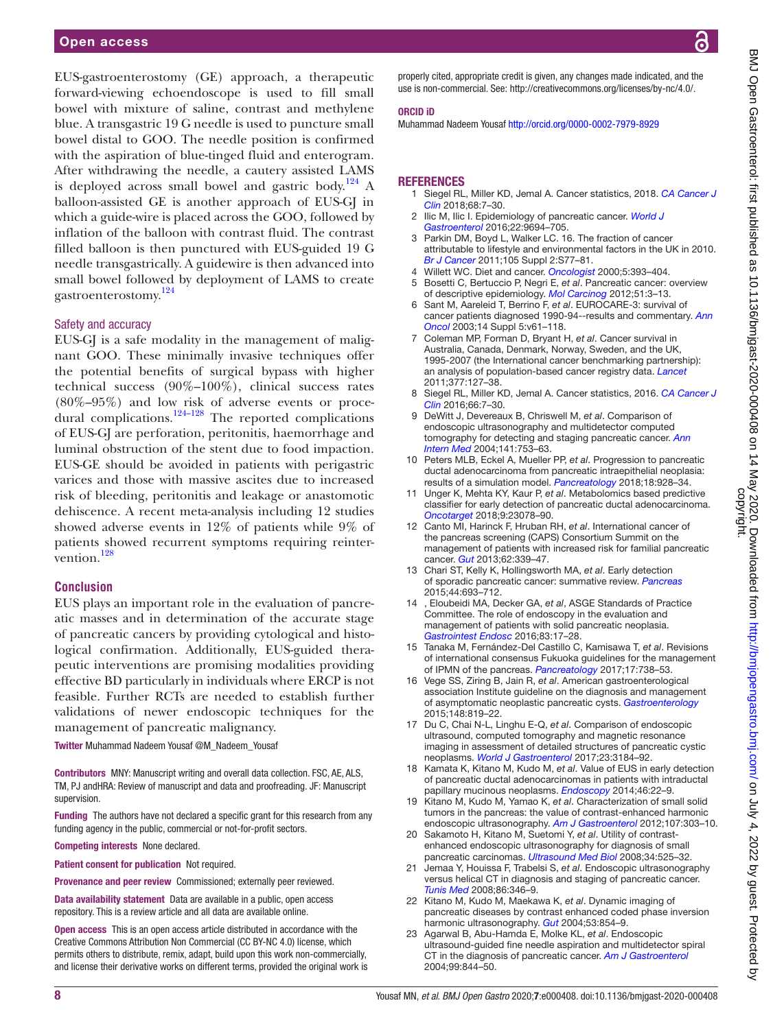EUS-gastroenterostomy (GE) approach, a therapeutic forward-viewing echoendoscope is used to fill small bowel with mixture of saline, contrast and methylene blue. A transgastric 19 G needle is used to puncture small bowel distal to GOO. The needle position is confirmed with the aspiration of blue-tinged fluid and enterogram. After withdrawing the needle, a cautery assisted LAMS is deployed across small bowel and gastric body.[124] A balloon-assisted GE is another approach of EUS-GJ in which a guide-wire is placed across the GOO, followed by inflation of the balloon with contrast fluid. The contrast filled balloon is then punctured with EUS-guided 19 G needle transgastrically. A guidewire is then advanced into small bowel followed by deployment of LAMS to create gastroenterostomy.[124]

### Safety and accuracy

EUS-GJ is a safe modality in the management of malignant GOO. These minimally invasive techniques offer the potential benefits of surgical bypass with higher technical success (90%–100%), clinical success rates (80%–95%) and low risk of adverse events or procedural complications.[124–128] The reported complications of EUS-GJ are perforation, peritonitis, haemorrhage and luminal obstruction of the stent due to food impaction. EUS-GE should be avoided in patients with perigastric varices and those with massive ascites due to increased risk of bleeding, peritonitis and leakage or anastomotic dehiscence. A recent meta-analysis including 12 studies showed adverse events in 12% of patients while 9% of patients showed recurrent symptoms requiring reintervention.[128]

## Conclusion

EUS plays an important role in the evaluation of pancreatic masses and in determination of the accurate stage of pancreatic cancers by providing cytological and histological confirmation. Additionally, EUS-guided therapeutic interventions are promising modalities providing effective BD particularly in individuals where ERCP is not feasible. Further RCTs are needed to establish further validations of newer endoscopic techniques for the management of pancreatic malignancy.

**Twitter** Muhammad Nadeem Yousaf @M_Nadeem_Yousaf

**Contributors** MNY: Manuscript writing and overall data collection. FSC, AE, ALS, TM, PJ andHRA: Review of manuscript and data and proofreading. JF: Manuscript supervision.

**Funding** The authors have not declared a specific grant for this research from any funding agency in the public, commercial or not-for-profit sectors.

**Competing interests** None declared.

**Patient consent for publication** Not required.

**Provenance and peer review** Commissioned; externally peer reviewed.

**Data availability statement** Data are available in a public, open access repository. This is a review article and all data are available online.

**Open access** This is an open access article distributed in accordance with the Creative Commons Attribution Non Commercial (CC BY-NC 4.0) license, which permits others to distribute, remix, adapt, build upon this work non-commercially, and license their derivative works on different terms, provided the original work is properly cited, appropriate credit is given, any changes made indicated, and the use is non-commercial. See: http://creativecommons.org/licenses/by-nc/4.0/.

**ORCID iD**

Muhammad Nadeem Yousaf http://orcid.org/0000-0002-7979-8929

## REFERENCES

1. Siegel RL, Miller KD, Jemal A. Cancer statistics, 2018. *CA Cancer J Clin* 2018;68:7–30.
2. Ilic M, Ilic I. Epidemiology of pancreatic cancer. *World J Gastroenterol* 2016;22:9694–705.
3. Parkin DM, Boyd L, Walker LC. 16. The fraction of cancer attributable to lifestyle and environmental factors in the UK in 2010. *Br J Cancer* 2011;105 Suppl 2:S77–81.
4. Willett WC. Diet and cancer. *Oncologist* 2000;5:393–404.
5. Bosetti C, Bertuccio P, Negri E, *et al*. Pancreatic cancer: overview of descriptive epidemiology. *Mol Carcinog* 2012;51:3–13.
6. Sant M, Aareleid T, Berrino F, *et al*. EUROCARE-3: survival of cancer patients diagnosed 1990-94--results and commentary. *Ann Oncol* 2003;14 Suppl 5:v61–118.
7. Coleman MP, Forman D, Bryant H, *et al*. Cancer survival in Australia, Canada, Denmark, Norway, Sweden, and the UK, 1995-2007 (the International cancer benchmarking partnership): an analysis of population-based cancer registry data. *Lancet* 2011;377:127–38.
8. Siegel RL, Miller KD, Jemal A. Cancer statistics, 2016. *CA Cancer J Clin* 2016;66:7–30.
9. DeWitt J, Devereaux B, Chriswell M, *et al*. Comparison of endoscopic ultrasonography and multidetector computed tomography for detecting and staging pancreatic cancer. *Ann Intern Med* 2004;141:753–63.
10. Peters MLB, Eckel A, Mueller PP, *et al*. Progression to pancreatic ductal adenocarcinoma from pancreatic intraepithelial neoplasia: results of a simulation model. *Pancreatology* 2018;18:928–34.
11. Unger K, Mehta KY, Kaur P, *et al*. Metabolomics based predictive classifier for early detection of pancreatic ductal adenocarcinoma. *Oncotarget* 2018;9:23078–90.
12. Canto MI, Harinck F, Hruban RH, *et al*. International cancer of the pancreas screening (CAPS) Consortium Summit on the management of patients with increased risk for familial pancreatic cancer. *Gut* 2013;62:339–47.
13. Chari ST, Kelly K, Hollingsworth MA, *et al*. Early detection of sporadic pancreatic cancer: summative review. *Pancreas* 2015;44:693–712.
14. , Eloubeidi MA, Decker GA, *et al*, ASGE Standards of Practice Committee. The role of endoscopy in the evaluation and management of patients with solid pancreatic neoplasia. *Gastrointest Endosc* 2016;83:17–28.
15. Tanaka M, Fernández-Del Castillo C, Kamisawa T, *et al*. Revisions of international consensus Fukuoka guidelines for the management of IPMN of the pancreas. *Pancreatology* 2017;17:738–53.
16. Vege SS, Ziring B, Jain R, *et al*. American gastroenterological association Institute guideline on the diagnosis and management of asymptomatic neoplastic pancreatic cysts. *Gastroenterology* 2015;148:819–22.
17. Du C, Chai N-L, Linghu E-Q, *et al*. Comparison of endoscopic ultrasound, computed tomography and magnetic resonance imaging in assessment of detailed structures of pancreatic cystic neoplasms. *World J Gastroenterol* 2017;23:3184–92.
18. Kamata K, Kitano M, Kudo M, *et al*. Value of EUS in early detection of pancreatic ductal adenocarcinomas in patients with intraductal papillary mucinous neoplasms. *Endoscopy* 2014;46:22–9.
19. Kitano M, Kudo M, Yamao K, *et al*. Characterization of small solid tumors in the pancreas: the value of contrast-enhanced harmonic endoscopic ultrasonography. *Am J Gastroenterol* 2012;107:303–10.
20. Sakamoto H, Kitano M, Suetomi Y, *et al*. Utility of contrast-enhanced endoscopic ultrasonography for diagnosis of small pancreatic carcinomas. *Ultrasound Med Biol* 2008;34:525–32.
21. Jemaa Y, Houissa F, Trabelsi S, *et al*. Endoscopic ultrasonography versus helical CT in diagnosis and staging of pancreatic cancer. *Tunis Med* 2008;86:346–9.
22. Kitano M, Kudo M, Maekawa K, *et al*. Dynamic imaging of pancreatic diseases by contrast enhanced coded phase inversion harmonic ultrasonography. *Gut* 2004;53:854–9.
23. Agarwal B, Abu-Hamda E, Molke KL, *et al*. Endoscopic ultrasound-guided fine needle aspiration and multidetector spiral CT in the diagnosis of pancreatic cancer. *Am J Gastroenterol* 2004;99:844–50.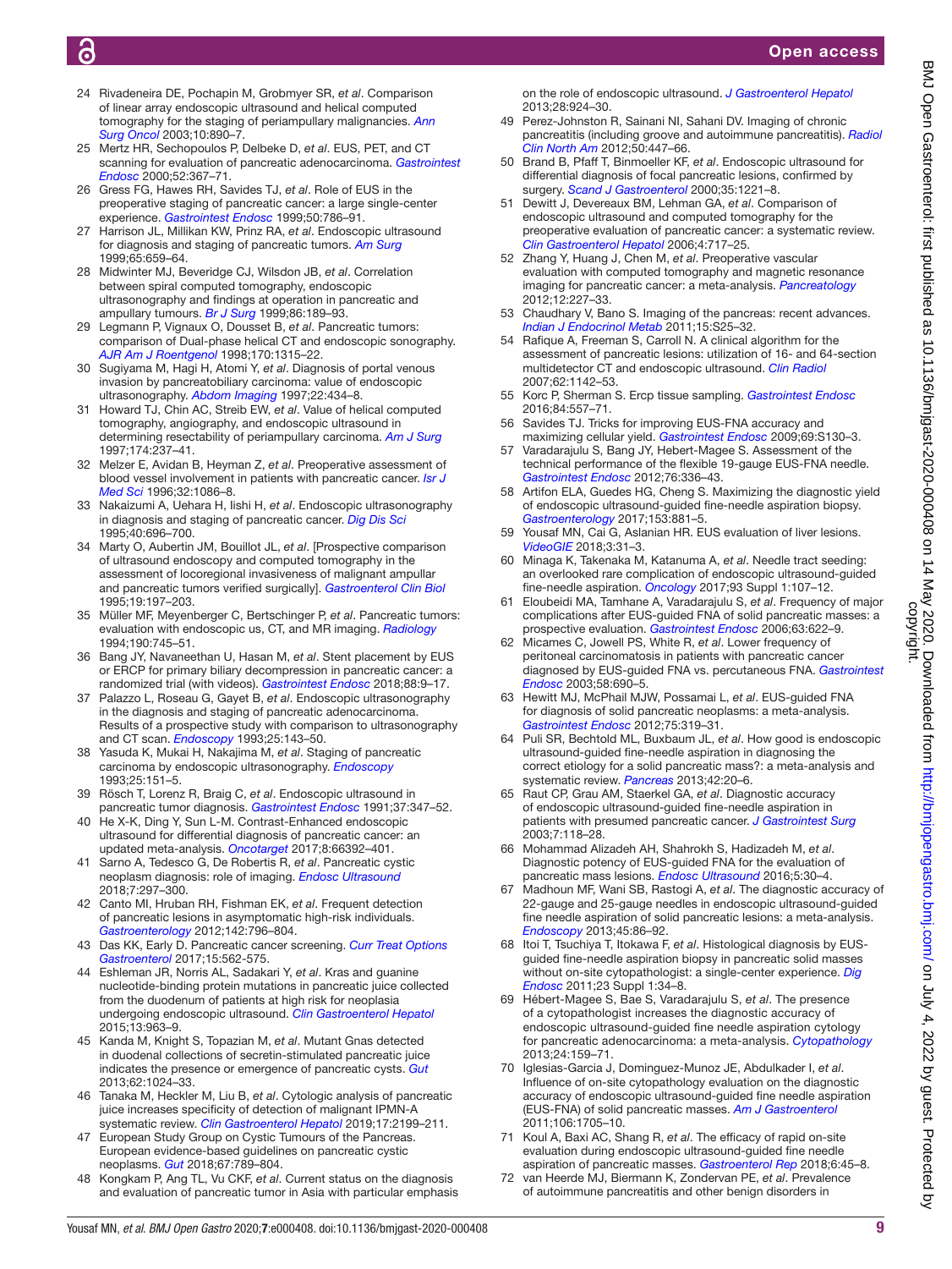24 Rivadeneira DE, Pochapin M, Grobmyer SR, *et al*. Comparison of linear array endoscopic ultrasound and helical computed tomography for the staging of periampullary malignancies. *Ann Surg Oncol* 2003;10:890–7.

25 Mertz HR, Sechopoulos P, Delbeke D, *et al*. EUS, PET, and CT scanning for evaluation of pancreatic adenocarcinoma. *Gastrointest Endosc* 2000;52:367–71.

26 Gress FG, Hawes RH, Savides TJ, *et al*. Role of EUS in the preoperative staging of pancreatic cancer: a large single-center experience. *Gastrointest Endosc* 1999;50:786–91.

27 Harrison JL, Millikan KW, Prinz RA, *et al*. Endoscopic ultrasound for diagnosis and staging of pancreatic tumors. *Am Surg* 1999;65:659–64.

28 Midwinter MJ, Beveridge CJ, Wilsdon JB, *et al*. Correlation between spiral computed tomography, endoscopic ultrasonography and findings at operation in pancreatic and ampullary tumours. *Br J Surg* 1999;86:189–93.

29 Legmann P, Vignaux O, Dousset B, *et al*. Pancreatic tumors: comparison of Dual-phase helical CT and endoscopic sonography. *AJR Am J Roentgenol* 1998;170:1315–22.

30 Sugiyama M, Hagi H, Atomi Y, *et al*. Diagnosis of portal venous invasion by pancreatobiliary carcinoma: value of endoscopic ultrasonography. *Abdom Imaging* 1997;22:434–8.

31 Howard TJ, Chin AC, Streib EW, *et al*. Value of helical computed tomography, angiography, and endoscopic ultrasound in determining resectability of periampullary carcinoma. *Am J Surg* 1997;174:237–41.

32 Melzer E, Avidan B, Heyman Z, *et al*. Preoperative assessment of blood vessel involvement in patients with pancreatic cancer. *Isr J Med Sci* 1996;32:1086–8.

33 Nakaizumi A, Uehara H, Iishi H, *et al*. Endoscopic ultrasonography in diagnosis and staging of pancreatic cancer. *Dig Dis Sci* 1995;40:696–700.

34 Marty O, Aubertin JM, Bouillot JL, *et al*. [Prospective comparison of ultrasound endoscopy and computed tomography in the assessment of locoregional invasiveness of malignant ampullar and pancreatic tumors verified surgically]. *Gastroenterol Clin Biol* 1995;19:197–203.

35 Müller MF, Meyenberger C, Bertschinger P, *et al*. Pancreatic tumors: evaluation with endoscopic us, CT, and MR imaging. *Radiology* 1994;190:745–51.

36 Bang JY, Navaneethan U, Hasan M, *et al*. Stent placement by EUS or ERCP for primary biliary decompression in pancreatic cancer: a randomized trial (with videos). *Gastrointest Endosc* 2018;88:9–17.

37 Palazzo L, Roseau G, Gayet B, *et al*. Endoscopic ultrasonography in the diagnosis and staging of pancreatic adenocarcinoma. Results of a prospective study with comparison to ultrasonography and CT scan. *Endoscopy* 1993;25:143–50.

38 Yasuda K, Mukai H, Nakajima M, *et al*. Staging of pancreatic carcinoma by endoscopic ultrasonography. *Endoscopy* 1993;25:151–5.

39 Rösch T, Lorenz R, Braig C, *et al*. Endoscopic ultrasound in pancreatic tumor diagnosis. *Gastrointest Endosc* 1991;37:347–52.

40 He X-K, Ding Y, Sun L-M. Contrast-Enhanced endoscopic ultrasound for differential diagnosis of pancreatic cancer: an updated meta-analysis. *Oncotarget* 2017;8:66392–401.

41 Sarno A, Tedesco G, De Robertis R, *et al*. Pancreatic cystic neoplasm diagnosis: role of imaging. *Endosc Ultrasound* 2018;7:297–300.

42 Canto MI, Hruban RH, Fishman EK, *et al*. Frequent detection of pancreatic lesions in asymptomatic high-risk individuals. *Gastroenterology* 2012;142:796–804.

43 Das KK, Early D. Pancreatic cancer screening. *Curr Treat Options Gastroenterol* 2017;15:562-575.

44 Eshleman JR, Norris AL, Sadakari Y, *et al*. Kras and guanine nucleotide-binding protein mutations in pancreatic juice collected from the duodenum of patients at high risk for neoplasia undergoing endoscopic ultrasound. *Clin Gastroenterol Hepatol* 2015;13:963–9.

45 Kanda M, Knight S, Topazian M, *et al*. Mutant Gnas detected in duodenal collections of secretin-stimulated pancreatic juice indicates the presence or emergence of pancreatic cysts. *Gut* 2013;62:1024–33.

46 Tanaka M, Heckler M, Liu B, *et al*. Cytologic analysis of pancreatic juice increases specificity of detection of malignant IPMN-A systematic review. *Clin Gastroenterol Hepatol* 2019;17:2199–211.

47 European Study Group on Cystic Tumours of the Pancreas. European evidence-based guidelines on pancreatic cystic neoplasms. *Gut* 2018;67:789–804.

48 Kongkam P, Ang TL, Vu CKF, *et al*. Current status on the diagnosis and evaluation of pancreatic tumor in Asia with particular emphasis on the role of endoscopic ultrasound. *J Gastroenterol Hepatol* 2013;28:924–30.

49 Perez-Johnston R, Sainani NI, Sahani DV. Imaging of chronic pancreatitis (including groove and autoimmune pancreatitis). *Radiol Clin North Am* 2012;50:447–66.

50 Brand B, Pfaff T, Binmoeller KF, *et al*. Endoscopic ultrasound for differential diagnosis of focal pancreatic lesions, confirmed by surgery. *Scand J Gastroenterol* 2000;35:1221–8.

51 Dewitt J, Devereaux BM, Lehman GA, *et al*. Comparison of endoscopic ultrasound and computed tomography for the preoperative evaluation of pancreatic cancer: a systematic review. *Clin Gastroenterol Hepatol* 2006;4:717–25.

52 Zhang Y, Huang J, Chen M, *et al*. Preoperative vascular evaluation with computed tomography and magnetic resonance imaging for pancreatic cancer: a meta-analysis. *Pancreatology* 2012;12:227–33.

53 Chaudhary V, Bano S. Imaging of the pancreas: recent advances. *Indian J Endocrinol Metab* 2011;15:S25–32.

54 Rafique A, Freeman S, Carroll N. A clinical algorithm for the assessment of pancreatic lesions: utilization of 16- and 64-section multidetector CT and endoscopic ultrasound. *Clin Radiol* 2007;62:1142–53.

55 Korc P, Sherman S. Ercp tissue sampling. *Gastrointest Endosc* 2016;84:557–71.

56 Savides TJ. Tricks for improving EUS-FNA accuracy and maximizing cellular yield. *Gastrointest Endosc* 2009;69:S130–3.

57 Varadarajulu S, Bang JY, Hebert-Magee S. Assessment of the technical performance of the flexible 19-gauge EUS-FNA needle. *Gastrointest Endosc* 2012;76:336–43.

58 Artifon ELA, Guedes HG, Cheng S. Maximizing the diagnostic yield of endoscopic ultrasound-guided fine-needle aspiration biopsy. *Gastroenterology* 2017;153:881–5.

59 Yousaf MN, Cai G, Aslanian HR. EUS evaluation of liver lesions. *VideoGIE* 2018;3:31–3.

60 Minaga K, Takenaka M, Katanuma A, *et al*. Needle tract seeding: an overlooked rare complication of endoscopic ultrasound-guided fine-needle aspiration. *Oncology* 2017;93 Suppl 1:107–12.

61 Eloubeidi MA, Tamhane A, Varadarajulu S, *et al*. Frequency of major complications after EUS-guided FNA of solid pancreatic masses: a prospective evaluation. *Gastrointest Endosc* 2006;63:622–9.

62 Micames C, Jowell PS, White R, *et al*. Lower frequency of peritoneal carcinomatosis in patients with pancreatic cancer diagnosed by EUS-guided FNA vs. percutaneous FNA. *Gastrointest Endosc* 2003;58:690–5.

63 Hewitt MJ, McPhail MJW, Possamai L, *et al*. EUS-guided FNA for diagnosis of solid pancreatic neoplasms: a meta-analysis. *Gastrointest Endosc* 2012;75:319–31.

64 Puli SR, Bechtold ML, Buxbaum JL, *et al*. How good is endoscopic ultrasound-guided fine-needle aspiration in diagnosing the correct etiology for a solid pancreatic mass?: a meta-analysis and systematic review. *Pancreas* 2013;42:20–6.

65 Raut CP, Grau AM, Staerkel GA, *et al*. Diagnostic accuracy of endoscopic ultrasound-guided fine-needle aspiration in patients with presumed pancreatic cancer. *J Gastrointest Surg* 2003;7:118–28.

66 Mohammad Alizadeh AH, Shahrokh S, Hadizadeh M, *et al*. Diagnostic potency of EUS-guided FNA for the evaluation of pancreatic mass lesions. *Endosc Ultrasound* 2016;5:30–4.

67 Madhoun MF, Wani SB, Rastogi A, *et al*. The diagnostic accuracy of 22-gauge and 25-gauge needles in endoscopic ultrasound-guided fine needle aspiration of solid pancreatic lesions: a meta-analysis. *Endoscopy* 2013;45:86–92.

68 Itoi T, Tsuchiya T, Itokawa F, *et al*. Histological diagnosis by EUS-guided fine-needle aspiration biopsy in pancreatic solid masses without on-site cytopathologist: a single-center experience. *Dig Endosc* 2011;23 Suppl 1:34–8.

69 Hébert-Magee S, Bae S, Varadarajulu S, *et al*. The presence of a cytopathologist increases the diagnostic accuracy of endoscopic ultrasound-guided fine needle aspiration cytology for pancreatic adenocarcinoma: a meta-analysis. *Cytopathology* 2013;24:159–71.

70 Iglesias-Garcia J, Dominguez-Munoz JE, Abdulkader I, *et al*. Influence of on-site cytopathology evaluation on the diagnostic accuracy of endoscopic ultrasound-guided fine needle aspiration (EUS-FNA) of solid pancreatic masses. *Am J Gastroenterol* 2011;106:1705–10.

71 Koul A, Baxi AC, Shang R, *et al*. The efficacy of rapid on-site evaluation during endoscopic ultrasound-guided fine needle aspiration of pancreatic masses. *Gastroenterol Rep* 2018;6:45–8.

72 van Heerde MJ, Biermann K, Zondervan PE, *et al*. Prevalence of autoimmune pancreatitis and other benign disorders in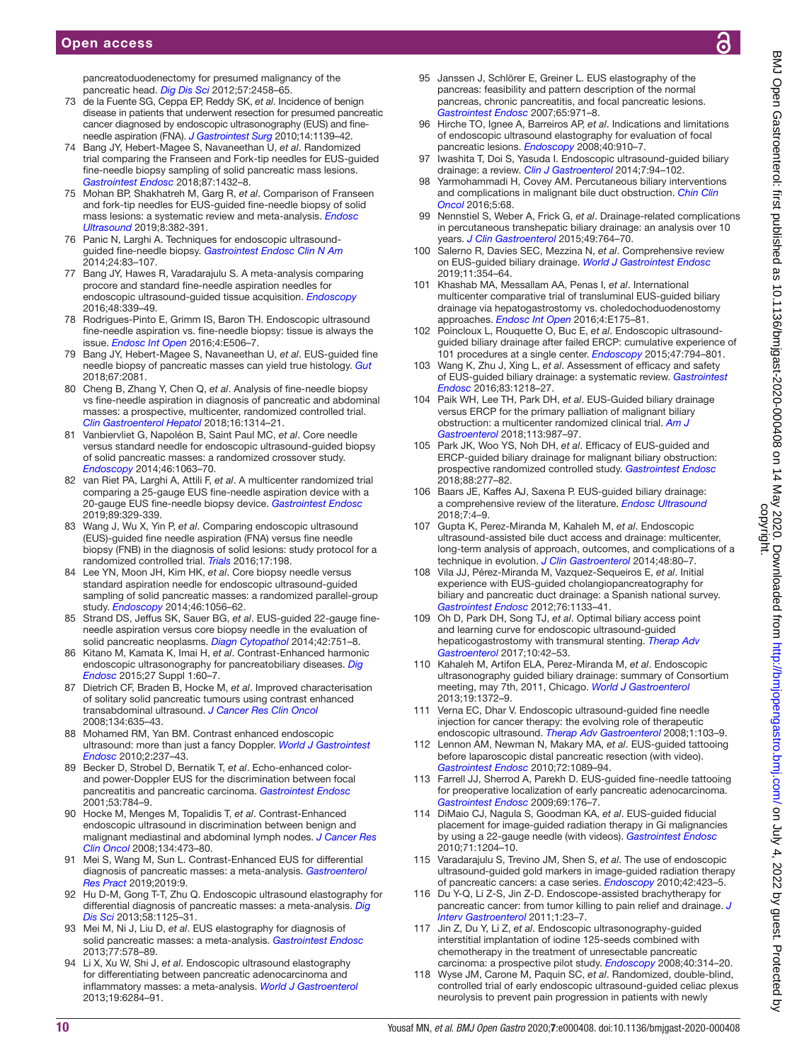pancreatoduodenectomy for presumed malignancy of the pancreatic head. *Dig Dis Sci* 2012;57:2458–65.

73 de la Fuente SG, Ceppa EP, Reddy SK, *et al*. Incidence of benign disease in patients that underwent resection for presumed pancreatic cancer diagnosed by endoscopic ultrasonography (EUS) and fine-needle aspiration (FNA). *J Gastrointest Surg* 2010;14:1139–42.
74 Bang JY, Hebert-Magee S, Navaneethan U, *et al*. Randomized trial comparing the Franseen and Fork-tip needles for EUS-guided fine-needle biopsy sampling of solid pancreatic mass lesions. *Gastrointest Endosc* 2018;87:1432–8.
75 Mohan BP, Shakhatreh M, Garg R, *et al*. Comparison of Franseen and fork-tip needles for EUS-guided fine-needle biopsy of solid mass lesions: a systematic review and meta-analysis. *Endosc Ultrasound* 2019;8:382-391.
76 Panic N, Larghi A. Techniques for endoscopic ultrasound-guided fine-needle biopsy. *Gastrointest Endosc Clin N Am* 2014;24:83–107.
77 Bang JY, Hawes R, Varadarajulu S. A meta-analysis comparing procore and standard fine-needle aspiration needles for endoscopic ultrasound-guided tissue acquisition. *Endoscopy* 2016;48:339–49.
78 Rodrigues-Pinto E, Grimm IS, Baron TH. Endoscopic ultrasound fine-needle aspiration vs. fine-needle biopsy: tissue is always the issue. *Endosc Int Open* 2016;4:E506–7.
79 Bang JY, Hebert-Magee S, Navaneethan U, *et al*. EUS-guided fine needle biopsy of pancreatic masses can yield true histology. *Gut* 2018;67:2081.
80 Cheng B, Zhang Y, Chen Q, *et al*. Analysis of fine-needle biopsy vs fine-needle aspiration in diagnosis of pancreatic and abdominal masses: a prospective, multicenter, randomized controlled trial. *Clin Gastroenterol Hepatol* 2018;16:1314–21.
81 Vanbiervliet G, Napoléon B, Saint Paul MC, *et al*. Core needle versus standard needle for endoscopic ultrasound-guided biopsy of solid pancreatic masses: a randomized crossover study. *Endoscopy* 2014;46:1063–70.
82 van Riet PA, Larghi A, Attili F, *et al*. A multicenter randomized trial comparing a 25-gauge EUS fine-needle aspiration device with a 20-gauge EUS fine-needle biopsy device. *Gastrointest Endosc* 2019;89:329-339.
83 Wang J, Wu X, Yin P, *et al*. Comparing endoscopic ultrasound (EUS)-guided fine needle aspiration (FNA) versus fine needle biopsy (FNB) in the diagnosis of solid lesions: study protocol for a randomized controlled trial. *Trials* 2016;17:198.
84 Lee YN, Moon JH, Kim HK, *et al*. Core biopsy needle versus standard aspiration needle for endoscopic ultrasound-guided sampling of solid pancreatic masses: a randomized parallel-group study. *Endoscopy* 2014;46:1056–62.
85 Strand DS, Jeffus SK, Sauer BG, *et al*. EUS-guided 22-gauge fine-needle aspiration versus core biopsy needle in the evaluation of solid pancreatic neoplasms. *Diagn Cytopathol* 2014;42:751–8.
86 Kitano M, Kamata K, Imai H, *et al*. Contrast-Enhanced harmonic endoscopic ultrasonography for pancreatobiliary diseases. *Dig Endosc* 2015;27 Suppl 1:60–7.
87 Dietrich CF, Braden B, Hocke M, *et al*. Improved characterisation of solitary solid pancreatic tumours using contrast enhanced transabdominal ultrasound. *J Cancer Res Clin Oncol* 2008;134:635–43.
88 Mohamed RM, Yan BM. Contrast enhanced endoscopic ultrasound: more than just a fancy Doppler. *World J Gastrointest Endosc* 2010;2:237–43.
89 Becker D, Strobel D, Bernatik T, *et al*. Echo-enhanced color- and power-Doppler EUS for the discrimination between focal pancreatitis and pancreatic carcinoma. *Gastrointest Endosc* 2001;53:784–9.
90 Hocke M, Menges M, Topalidis T, *et al*. Contrast-Enhanced endoscopic ultrasound in discrimination between benign and malignant mediastinal and abdominal lymph nodes. *J Cancer Res Clin Oncol* 2008;134:473–80.
91 Mei S, Wang M, Sun L. Contrast-Enhanced EUS for differential diagnosis of pancreatic masses: a meta-analysis. *Gastroenterol Res Pract* 2019;2019:9.
92 Hu D-M, Gong T-T, Zhu Q. Endoscopic ultrasound elastography for differential diagnosis of pancreatic masses: a meta-analysis. *Dig Dis Sci* 2013;58:1125–31.
93 Mei M, Ni J, Liu D, *et al*. EUS elastography for diagnosis of solid pancreatic masses: a meta-analysis. *Gastrointest Endosc* 2013;77:578–89.
94 Li X, Xu W, Shi J, *et al*. Endoscopic ultrasound elastography for differentiating between pancreatic adenocarcinoma and inflammatory masses: a meta-analysis. *World J Gastroenterol* 2013;19:6284–91.
95 Janssen J, Schlörer E, Greiner L. EUS elastography of the pancreas: feasibility and pattern description of the normal pancreas, chronic pancreatitis, and focal pancreatic lesions. *Gastrointest Endosc* 2007;65:971–8.
96 Hirche TO, Ignee A, Barreiros AP, *et al*. Indications and limitations of endoscopic ultrasound elastography for evaluation of focal pancreatic lesions. *Endoscopy* 2008;40:910–7.
97 Iwashita T, Doi S, Yasuda I. Endoscopic ultrasound-guided biliary drainage: a review. *Clin J Gastroenterol* 2014;7:94–102.
98 Yarmohammadi H, Covey AM. Percutaneous biliary interventions and complications in malignant bile duct obstruction. *Chin Clin Oncol* 2016;5:68.
99 Nennstiel S, Weber A, Frick G, *et al*. Drainage-related complications in percutaneous transhepatic biliary drainage: an analysis over 10 years. *J Clin Gastroenterol* 2015;49:764–70.
100 Salerno R, Davies SEC, Mezzina N, *et al*. Comprehensive review on EUS-guided biliary drainage. *World J Gastrointest Endosc* 2019;11:354–64.
101 Khashab MA, Messallam AA, Penas I, *et al*. International multicenter comparative trial of transluminal EUS-guided biliary drainage via hepatogastrostomy vs. choledochoduodenostomy approaches. *Endosc Int Open* 2016;4:E175–81.
102 Poincloux L, Rouquette O, Buc E, *et al*. Endoscopic ultrasound-guided biliary drainage after failed ERCP: cumulative experience of 101 procedures at a single center. *Endoscopy* 2015;47:794–801.
103 Wang K, Zhu J, Xing L, *et al*. Assessment of efficacy and safety of EUS-guided biliary drainage: a systematic review. *Gastrointest Endosc* 2016;83:1218–27.
104 Paik WH, Lee TH, Park DH, *et al*. EUS-Guided biliary drainage versus ERCP for the primary palliation of malignant biliary obstruction: a multicenter randomized clinical trial. *Am J Gastroenterol* 2018;113:987–97.
105 Park JK, Woo YS, Noh DH, *et al*. Efficacy of EUS-guided and ERCP-guided biliary drainage for malignant biliary obstruction: prospective randomized controlled study. *Gastrointest Endosc* 2018;88:277–82.
106 Baars JE, Kaffes AJ, Saxena P. EUS-guided biliary drainage: a comprehensive review of the literature. *Endosc Ultrasound* 2018;7:4–9.
107 Gupta K, Perez-Miranda M, Kahaleh M, *et al*. Endoscopic ultrasound-assisted bile duct access and drainage: multicenter, long-term analysis of approach, outcomes, and complications of a technique in evolution. *J Clin Gastroenterol* 2014;48:80–7.
108 Vila JJ, Pérez-Miranda M, Vazquez-Sequeiros E, *et al*. Initial experience with EUS-guided cholangiopancreatography for biliary and pancreatic duct drainage: a Spanish national survey. *Gastrointest Endosc* 2012;76:1133–41.
109 Oh D, Park DH, Song TJ, *et al*. Optimal biliary access point and learning curve for endoscopic ultrasound-guided hepaticogastrostomy with transmural stenting. *Therap Adv Gastroenterol* 2017;10:42–53.
110 Kahaleh M, Artifon ELA, Perez-Miranda M, *et al*. Endoscopic ultrasonography guided biliary drainage: summary of Consortium meeting, may 7th, 2011, Chicago. *World J Gastroenterol* 2013;19:1372–9.
111 Verna EC, Dhar V. Endoscopic ultrasound-guided fine needle injection for cancer therapy: the evolving role of therapeutic endoscopic ultrasound. *Therap Adv Gastroenterol* 2008;1:103–9.
112 Lennon AM, Newman N, Makary MA, *et al*. EUS-guided tattooing before laparoscopic distal pancreatic resection (with video). *Gastrointest Endosc* 2010;72:1089–94.
113 Farrell JJ, Sherrod A, Parekh D. EUS-guided fine-needle tattooing for preoperative localization of early pancreatic adenocarcinoma. *Gastrointest Endosc* 2009;69:176–7.
114 DiMaio CJ, Nagula S, Goodman KA, *et al*. EUS-guided fiducial placement for image-guided radiation therapy in Gi malignancies by using a 22-gauge needle (with videos). *Gastrointest Endosc* 2010;71:1204–10.
115 Varadarajulu S, Trevino JM, Shen S, *et al*. The use of endoscopic ultrasound-guided gold markers in image-guided radiation therapy of pancreatic cancers: a case series. *Endoscopy* 2010;42:423–5.
116 Du Y-Q, Li Z-S, Jin Z-D. Endoscope-assisted brachytherapy for pancreatic cancer: from tumor killing to pain relief and drainage. *J Interv Gastroenterol* 2011;1:23–7.
117 Jin Z, Du Y, Li Z, *et al*. Endoscopic ultrasonography-guided interstitial implantation of iodine 125-seeds combined with chemotherapy in the treatment of unresectable pancreatic carcinoma: a prospective pilot study. *Endoscopy* 2008;40:314–20.
118 Wyse JM, Carone M, Paquin SC, *et al*. Randomized, double-blind, controlled trial of early endoscopic ultrasound-guided celiac plexus neurolysis to prevent pain progression in patients with newly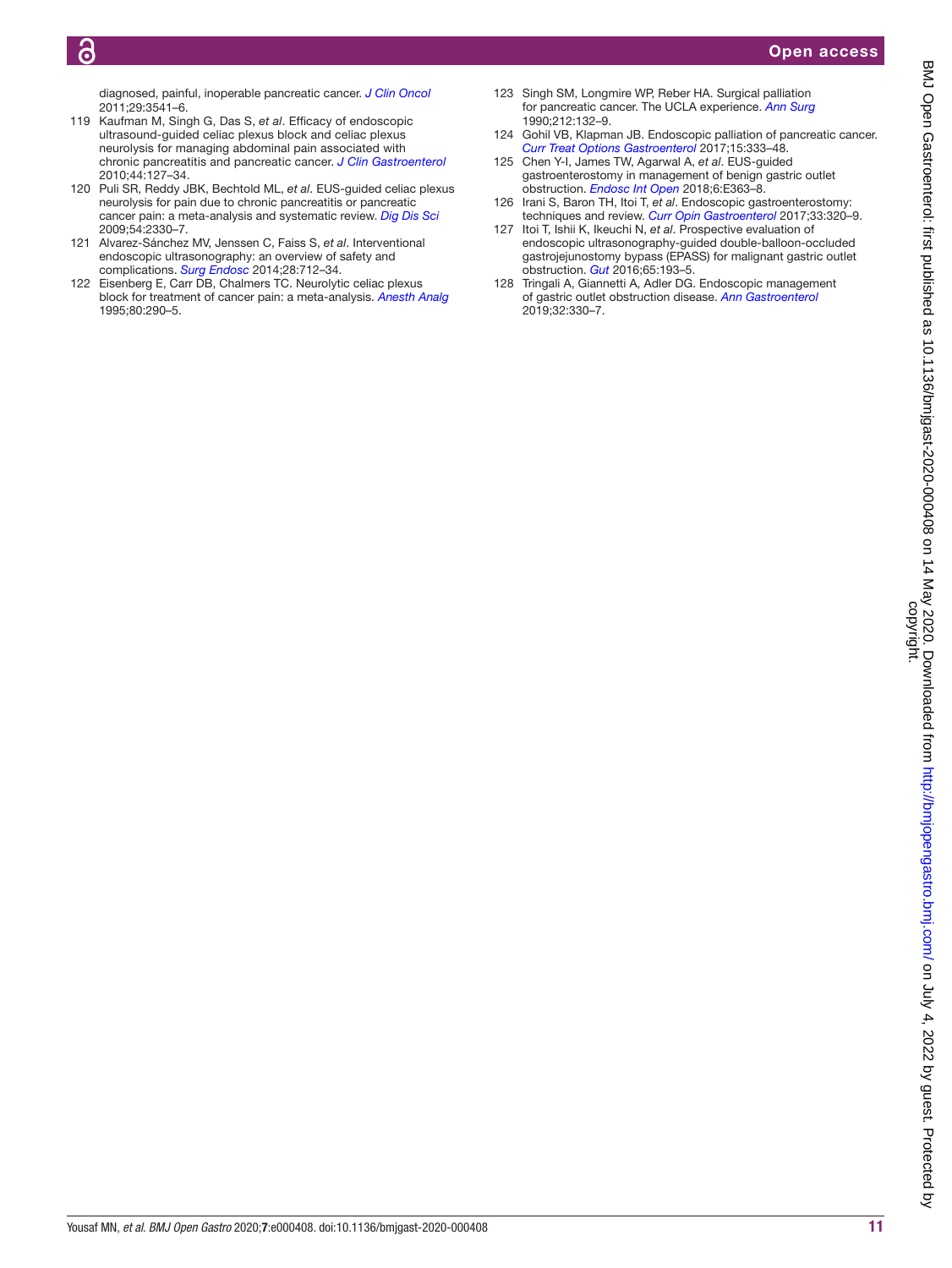diagnosed, painful, inoperable pancreatic cancer. *J Clin Oncol* 2011;29:3541–6.

119 Kaufman M, Singh G, Das S, *et al*. Efficacy of endoscopic ultrasound-guided celiac plexus block and celiac plexus neurolysis for managing abdominal pain associated with chronic pancreatitis and pancreatic cancer. *J Clin Gastroenterol* 2010;44:127–34.

120 Puli SR, Reddy JBK, Bechtold ML, *et al*. EUS-guided celiac plexus neurolysis for pain due to chronic pancreatitis or pancreatic cancer pain: a meta-analysis and systematic review. *Dig Dis Sci* 2009;54:2330–7.

121 Alvarez-Sánchez MV, Jenssen C, Faiss S, *et al*. Interventional endoscopic ultrasonography: an overview of safety and complications. *Surg Endosc* 2014;28:712–34.

122 Eisenberg E, Carr DB, Chalmers TC. Neurolytic celiac plexus block for treatment of cancer pain: a meta-analysis. *Anesth Analg* 1995;80:290–5.

123 Singh SM, Longmire WP, Reber HA. Surgical palliation for pancreatic cancer. The UCLA experience. *Ann Surg* 1990;212:132–9.

124 Gohil VB, Klapman JB. Endoscopic palliation of pancreatic cancer. *Curr Treat Options Gastroenterol* 2017;15:333–48.

125 Chen Y-I, James TW, Agarwal A, *et al*. EUS-guided gastroenterostomy in management of benign gastric outlet obstruction. *Endosc Int Open* 2018;6:E363–8.

126 Irani S, Baron TH, Itoi T, *et al*. Endoscopic gastroenterostomy: techniques and review. *Curr Opin Gastroenterol* 2017;33:320–9.

127 Itoi T, Ishii K, Ikeuchi N, *et al*. Prospective evaluation of endoscopic ultrasonography-guided double-balloon-occluded gastrojejunostomy bypass (EPASS) for malignant gastric outlet obstruction. *Gut* 2016;65:193–5.

128 Tringali A, Giannetti A, Adler DG. Endoscopic management of gastric outlet obstruction disease. *Ann Gastroenterol* 2019;32:330–7.